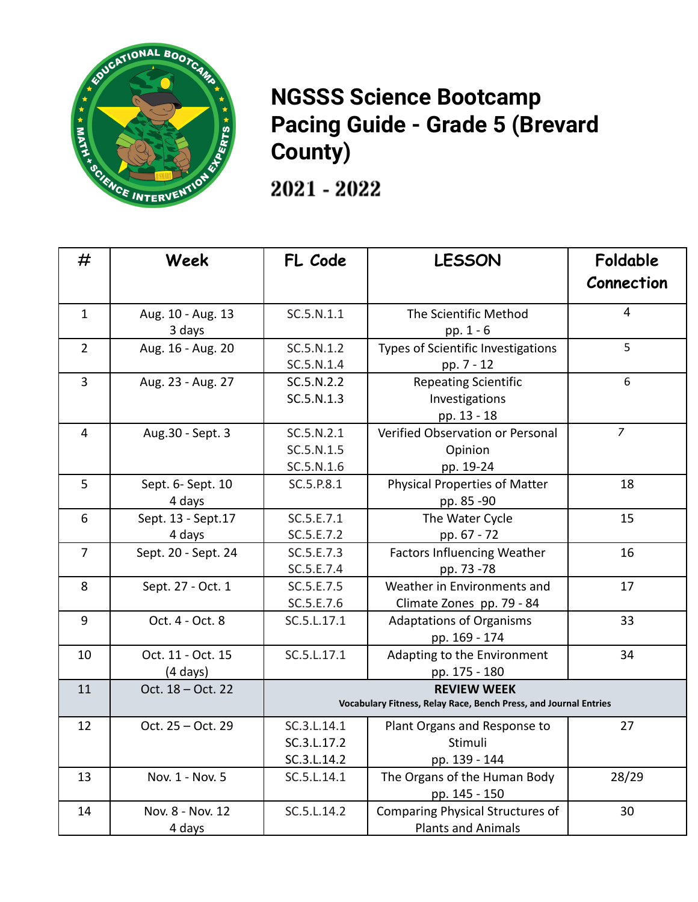# NGSSS Science Bootcamp Pacing Guide - Grade 5 (Brevard County)

## 2021 - 2022

| # | Week | FL Code | LESSON | Foldable Connection |
|---|---|---|---|---|
| 1 | Aug. 10 - Aug. 13<br>3 days | SC.5.N.1.1 | The Scientific Method<br>pp. 1 - 6 | 4 |
| 2 | Aug. 16 - Aug. 20 | SC.5.N.1.2<br>SC.5.N.1.4 | Types of Scientific Investigations<br>pp. 7 - 12 | 5 |
| 3 | Aug. 23 - Aug. 27 | SC.5.N.2.2<br>SC.5.N.1.3 | Repeating Scientific Investigations<br>pp. 13 - 18 | 6 |
| 4 | Aug.30 - Sept. 3 | SC.5.N.2.1<br>SC.5.N.1.5<br>SC.5.N.1.6 | Verified Observation or Personal Opinion<br>pp. 19-24 | 7 |
| 5 | Sept. 6- Sept. 10<br>4 days | SC.5.P.8.1 | Physical Properties of Matter<br>pp. 85 -90 | 18 |
| 6 | Sept. 13 - Sept.17<br>4 days | SC.5.E.7.1<br>SC.5.E.7.2 | The Water Cycle<br>pp. 67 - 72 | 15 |
| 7 | Sept. 20 - Sept. 24 | SC.5.E.7.3<br>SC.5.E.7.4 | Factors Influencing Weather<br>pp. 73 -78 | 16 |
| 8 | Sept. 27 - Oct. 1 | SC.5.E.7.5<br>SC.5.E.7.6 | Weather in Environments and Climate Zones pp. 79 - 84 | 17 |
| 9 | Oct. 4 - Oct. 8 | SC.5.L.17.1 | Adaptations of Organisms<br>pp. 169 - 174 | 33 |
| 10 | Oct. 11 - Oct. 15<br>(4 days) | SC.5.L.17.1 | Adapting to the Environment<br>pp. 175 - 180 | 34 |
| 11 | Oct. 18 – Oct. 22 | **REVIEW WEEK**<br>**Vocabulary Fitness, Relay Race, Bench Press, and Journal Entries** | | |
| 12 | Oct. 25 – Oct. 29 | SC.3.L.14.1<br>SC.3.L.17.2<br>SC.3.L.14.2 | Plant Organs and Response to Stimuli<br>pp. 139 - 144 | 27 |
| 13 | Nov. 1 - Nov. 5 | SC.5.L.14.1 | The Organs of the Human Body<br>pp. 145 - 150 | 28/29 |
| 14 | Nov. 8 - Nov. 12<br>4 days | SC.5.L.14.2 | Comparing Physical Structures of Plants and Animals | 30 |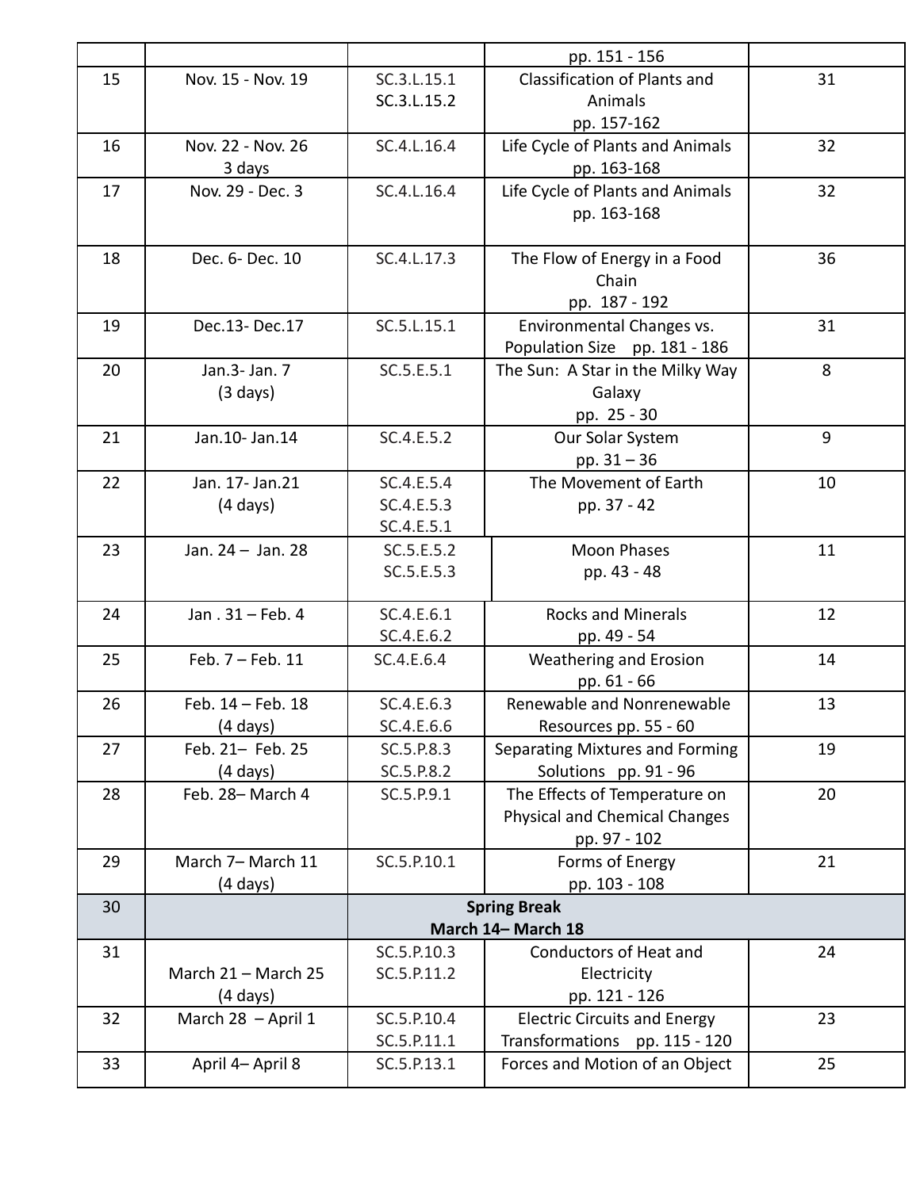| | | | | |
|---|---|---|---|---|
| | | | pp. 151 - 156 | |
| 15 | Nov. 15 - Nov. 19 | SC.3.L.15.1<br>SC.3.L.15.2 | Classification of Plants and Animals<br>pp. 157-162 | 31 |
| 16 | Nov. 22 - Nov. 26<br>3 days | SC.4.L.16.4 | Life Cycle of Plants and Animals<br>pp. 163-168 | 32 |
| 17 | Nov. 29 - Dec. 3 | SC.4.L.16.4 | Life Cycle of Plants and Animals<br>pp. 163-168 | 32 |
| 18 | Dec. 6- Dec. 10 | SC.4.L.17.3 | The Flow of Energy in a Food Chain<br>pp. 187 - 192 | 36 |
| 19 | Dec.13- Dec.17 | SC.5.L.15.1 | Environmental Changes vs. Population Size pp. 181 - 186 | 31 |
| 20 | Jan.3- Jan. 7<br>(3 days) | SC.5.E.5.1 | The Sun: A Star in the Milky Way Galaxy<br>pp. 25 - 30 | 8 |
| 21 | Jan.10- Jan.14 | SC.4.E.5.2 | Our Solar System<br>pp. 31 – 36 | 9 |
| 22 | Jan. 17- Jan.21<br>(4 days) | SC.4.E.5.4<br>SC.4.E.5.3<br>SC.4.E.5.1 | The Movement of Earth<br>pp. 37 - 42 | 10 |
| 23 | Jan. 24 – Jan. 28 | SC.5.E.5.2<br>SC.5.E.5.3 | Moon Phases<br>pp. 43 - 48 | 11 |
| 24 | Jan . 31 – Feb. 4 | SC.4.E.6.1<br>SC.4.E.6.2 | Rocks and Minerals<br>pp. 49 - 54 | 12 |
| 25 | Feb. 7 – Feb. 11 | SC.4.E.6.4 | Weathering and Erosion<br>pp. 61 - 66 | 14 |
| 26 | Feb. 14 – Feb. 18<br>(4 days) | SC.4.E.6.3<br>SC.4.E.6.6 | Renewable and Nonrenewable Resources pp. 55 - 60 | 13 |
| 27 | Feb. 21– Feb. 25<br>(4 days) | SC.5.P.8.3<br>SC.5.P.8.2 | Separating Mixtures and Forming Solutions pp. 91 - 96 | 19 |
| 28 | Feb. 28– March 4 | SC.5.P.9.1 | The Effects of Temperature on Physical and Chemical Changes<br>pp. 97 - 102 | 20 |
| 29 | March 7– March 11<br>(4 days) | SC.5.P.10.1 | Forms of Energy<br>pp. 103 - 108 | 21 |
| 30 | | **Spring Break<br>March 14– March 18** | | |
| 31 | March 21 – March 25<br>(4 days) | SC.5.P.10.3<br>SC.5.P.11.2 | Conductors of Heat and Electricity<br>pp. 121 - 126 | 24 |
| 32 | March 28 – April 1 | SC.5.P.10.4<br>SC.5.P.11.1 | Electric Circuits and Energy Transformations pp. 115 - 120 | 23 |
| 33 | April 4– April 8 | SC.5.P.13.1 | Forces and Motion of an Object | 25 |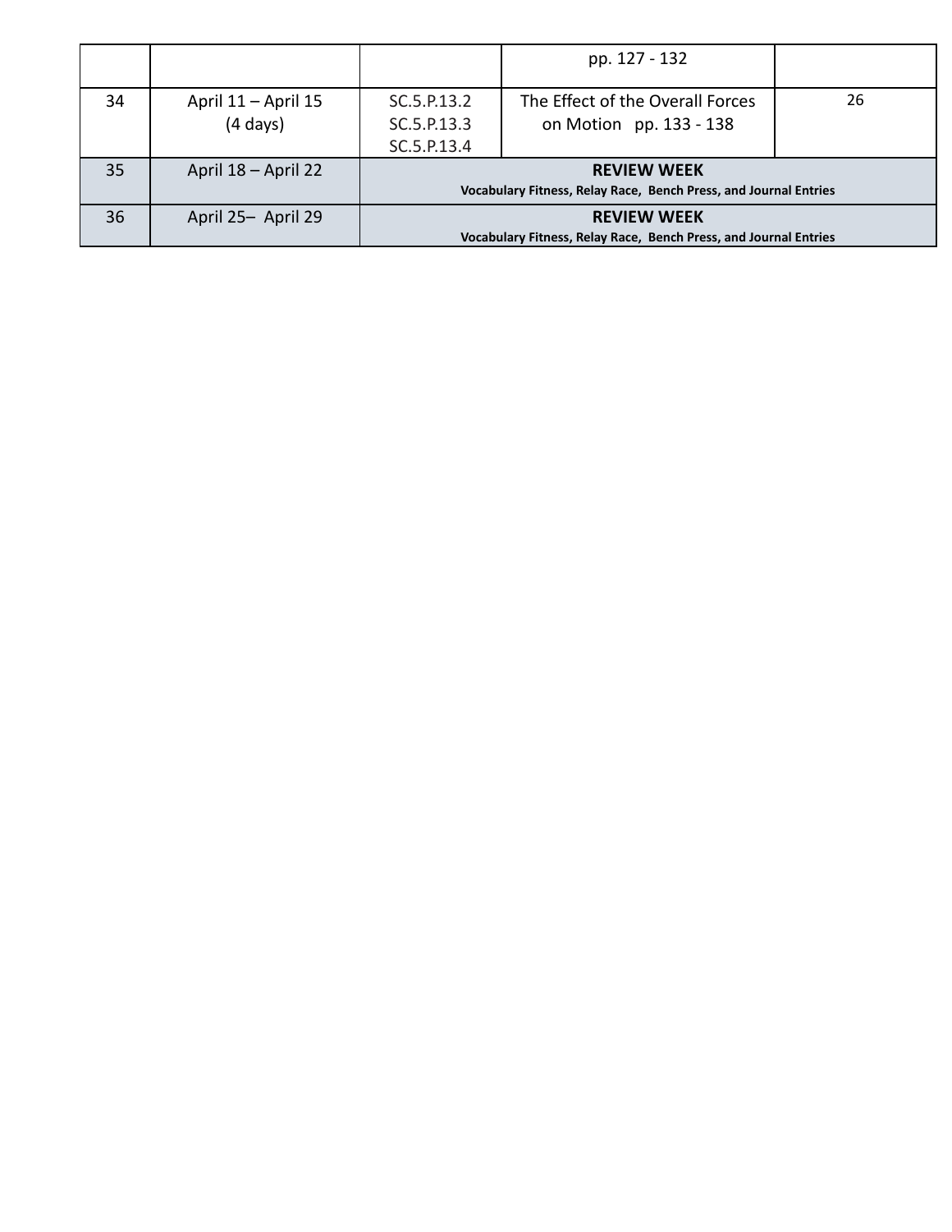| | | | | |
|---|---|---|---|---|
| | | | pp. 127 - 132 | |
| 34 | April 11 – April 15 (4 days) | SC.5.P.13.2 SC.5.P.13.3 SC.5.P.13.4 | The Effect of the Overall Forces on Motion pp. 133 - 138 | 26 |
| 35 | April 18 – April 22 | **REVIEW WEEK** **Vocabulary Fitness, Relay Race, Bench Press, and Journal Entries** | | |
| 36 | April 25– April 29 | **REVIEW WEEK** **Vocabulary Fitness, Relay Race, Bench Press, and Journal Entries** | | |